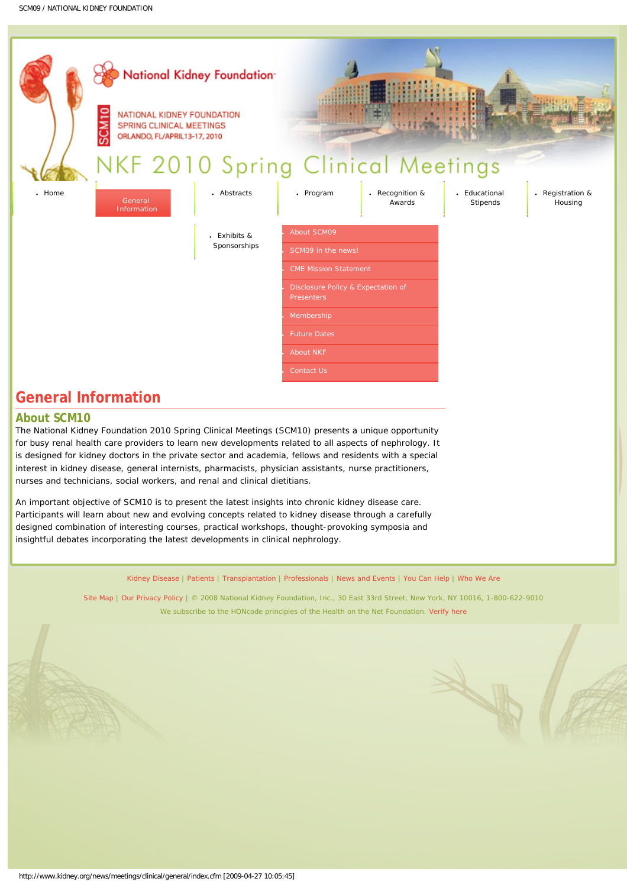National Kidney Foundation

SCM10

NATIONAL KIDNEY FOUNDATION
SPRING CLINICAL MEETINGS
ORLANDO, FL/APRIL 13-17, 2010

NKF 2010 Spring Clinical Meetings

- Home
- General Information
- Abstracts
- Program
- Recognition & Awards
- Educational Stipends
- Registration & Housing
- Exhibits & Sponsorships

- About SCM09
- SCM09 in the news!
- CME Mission Statement
- Disclosure Policy & Expectation of Presenters
- Membership
- Future Dates
- About NKF
- Contact Us

# General Information

## About SCM10

The National Kidney Foundation 2010 Spring Clinical Meetings (SCM10) presents a unique opportunity for busy renal health care providers to learn new developments related to all aspects of nephrology. It is designed for kidney doctors in the private sector and academia, fellows and residents with a special interest in kidney disease, general internists, pharmacists, physician assistants, nurse practitioners, nurses and technicians, social workers, and renal and clinical dietitians.

An important objective of SCM10 is to present the latest insights into chronic kidney disease care. Participants will learn about new and evolving concepts related to kidney disease through a carefully designed combination of interesting courses, practical workshops, thought-provoking symposia and insightful debates incorporating the latest developments in clinical nephrology.

Kidney Disease | Patients | Transplantation | Professionals | News and Events | You Can Help | Who We Are

Site Map | Our Privacy Policy | © 2008 National Kidney Foundation, Inc., 30 East 33rd Street, New York, NY 10016, 1-800-622-9010

We subscribe to the HONcode principles of the Health on the Net Foundation. Verify here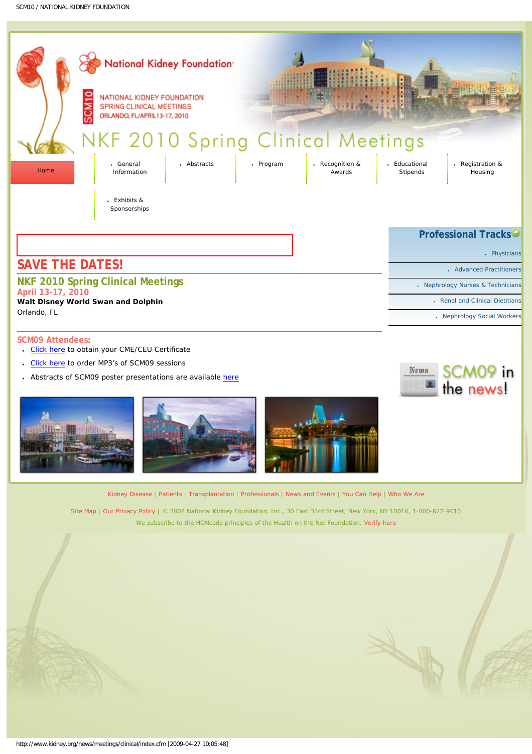National Kidney Foundation

NATIONAL KIDNEY FOUNDATION
SPRING CLINICAL MEETINGS
ORLANDO, FL/APRIL 13-17, 2010

# NKF 2010 Spring Clinical Meetings

- Home
- General Information
- Abstracts
- Program
- Recognition & Awards
- Educational Stipends
- Registration & Housing
- Exhibits & Sponsorships

## SAVE THE DATES!

### NKF 2010 Spring Clinical Meetings

**April 13-17, 2010**

**Walt Disney World Swan and Dolphin**

Orlando, FL

### SCM09 Attendees:

- Click here to obtain your CME/CEU Certificate
- Click here to order MP3's of SCM09 sessions
- Abstracts of SCM09 poster presentations are available here

## Professional Tracks

- Physicians
- Advanced Practitioners
- Nephrology Nurses & Technicians
- Renal and Clinical Dietitians
- Nephrology Social Workers

News

SCM09 in the news!

Kidney Disease | Patients | Transplantation | Professionals | News and Events | You Can Help | Who We Are

Site Map | Our Privacy Policy | © 2008 National Kidney Foundation, Inc., 30 East 33rd Street, New York, NY 10016, 1-800-622-9010

We subscribe to the HONcode principles of the Health on the Net Foundation. Verify here